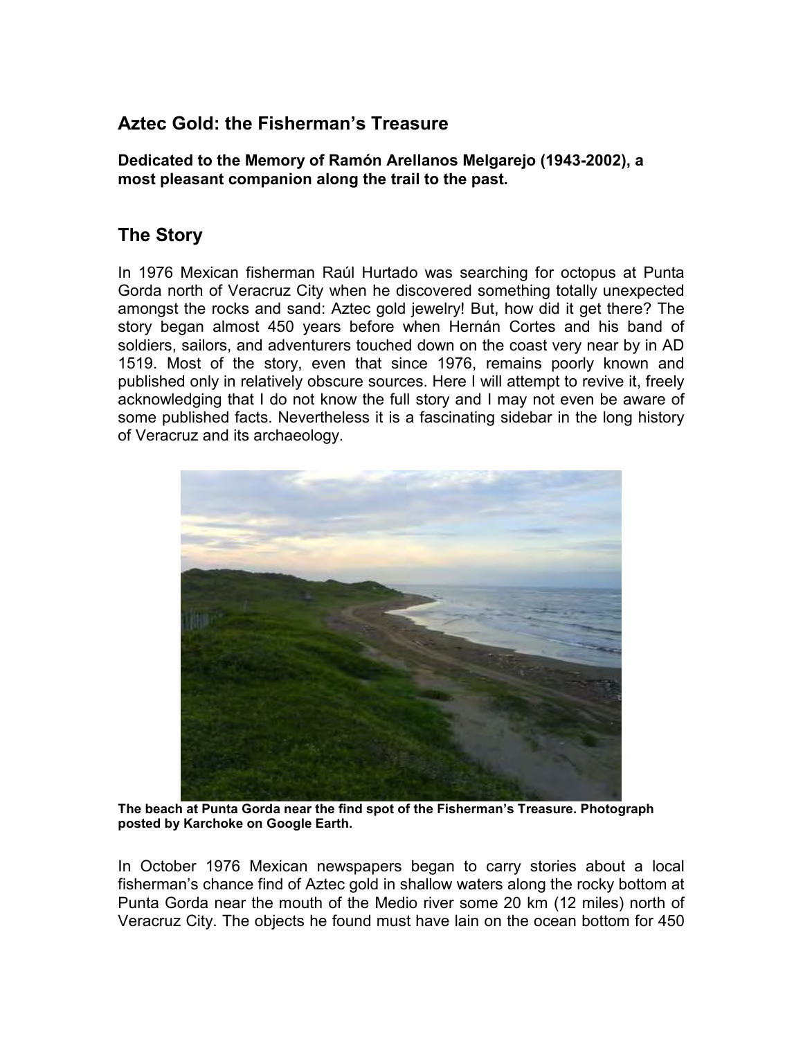## Aztec Gold: the Fisherman's Treasure

**Dedicated to the Memory of Ramón Arellanos Melgarejo (1943-2002), a most pleasant companion along the trail to the past.**

## The Story

In 1976 Mexican fisherman Raúl Hurtado was searching for octopus at Punta Gorda north of Veracruz City when he discovered something totally unexpected amongst the rocks and sand: Aztec gold jewelry! But, how did it get there? The story began almost 450 years before when Hernán Cortes and his band of soldiers, sailors, and adventurers touched down on the coast very near by in AD 1519. Most of the story, even that since 1976, remains poorly known and published only in relatively obscure sources. Here I will attempt to revive it, freely acknowledging that I do not know the full story and I may not even be aware of some published facts. Nevertheless it is a fascinating sidebar in the long history of Veracruz and its archaeology.

**The beach at Punta Gorda near the find spot of the Fisherman's Treasure. Photograph posted by Karchoke on Google Earth.**

In October 1976 Mexican newspapers began to carry stories about a local fisherman's chance find of Aztec gold in shallow waters along the rocky bottom at Punta Gorda near the mouth of the Medio river some 20 km (12 miles) north of Veracruz City. The objects he found must have lain on the ocean bottom for 450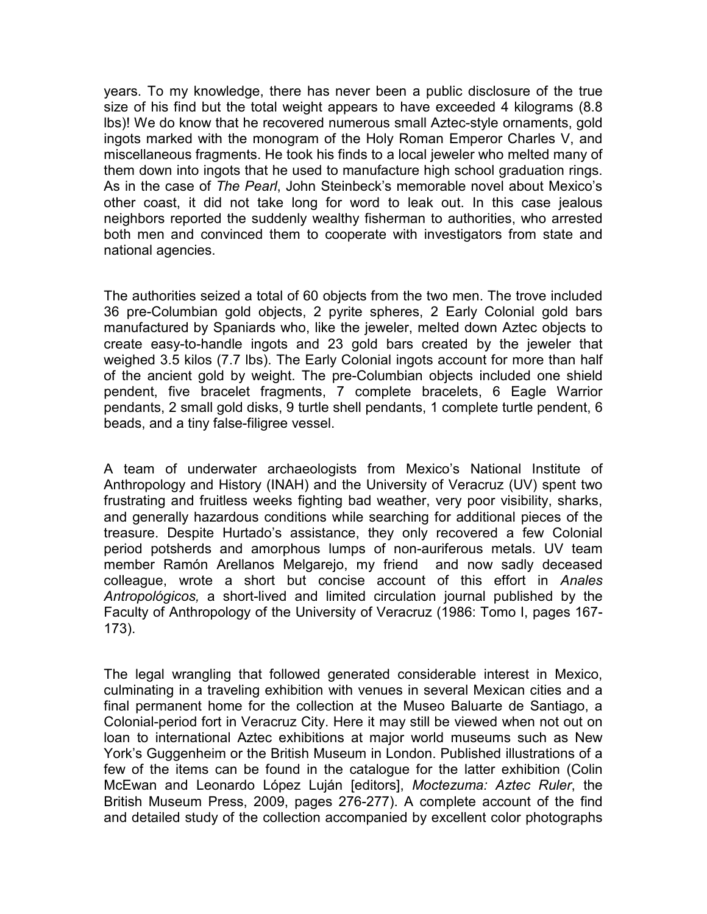years. To my knowledge, there has never been a public disclosure of the true size of his find but the total weight appears to have exceeded 4 kilograms (8.8 lbs)! We do know that he recovered numerous small Aztec-style ornaments, gold ingots marked with the monogram of the Holy Roman Emperor Charles V, and miscellaneous fragments. He took his finds to a local jeweler who melted many of them down into ingots that he used to manufacture high school graduation rings. As in the case of *The Pearl*, John Steinbeck's memorable novel about Mexico's other coast, it did not take long for word to leak out. In this case jealous neighbors reported the suddenly wealthy fisherman to authorities, who arrested both men and convinced them to cooperate with investigators from state and national agencies.

The authorities seized a total of 60 objects from the two men. The trove included 36 pre-Columbian gold objects, 2 pyrite spheres, 2 Early Colonial gold bars manufactured by Spaniards who, like the jeweler, melted down Aztec objects to create easy-to-handle ingots and 23 gold bars created by the jeweler that weighed 3.5 kilos (7.7 lbs). The Early Colonial ingots account for more than half of the ancient gold by weight. The pre-Columbian objects included one shield pendent, five bracelet fragments, 7 complete bracelets, 6 Eagle Warrior pendants, 2 small gold disks, 9 turtle shell pendants, 1 complete turtle pendent, 6 beads, and a tiny false-filigree vessel.

A team of underwater archaeologists from Mexico's National Institute of Anthropology and History (INAH) and the University of Veracruz (UV) spent two frustrating and fruitless weeks fighting bad weather, very poor visibility, sharks, and generally hazardous conditions while searching for additional pieces of the treasure. Despite Hurtado's assistance, they only recovered a few Colonial period potsherds and amorphous lumps of non-auriferous metals. UV team member Ramón Arellanos Melgarejo, my friend and now sadly deceased colleague, wrote a short but concise account of this effort in *Anales Antropológicos,* a short-lived and limited circulation journal published by the Faculty of Anthropology of the University of Veracruz (1986: Tomo I, pages 167-173).

The legal wrangling that followed generated considerable interest in Mexico, culminating in a traveling exhibition with venues in several Mexican cities and a final permanent home for the collection at the Museo Baluarte de Santiago, a Colonial-period fort in Veracruz City. Here it may still be viewed when not out on loan to international Aztec exhibitions at major world museums such as New York's Guggenheim or the British Museum in London. Published illustrations of a few of the items can be found in the catalogue for the latter exhibition (Colin McEwan and Leonardo López Luján [editors], *Moctezuma: Aztec Ruler*, the British Museum Press, 2009, pages 276-277). A complete account of the find and detailed study of the collection accompanied by excellent color photographs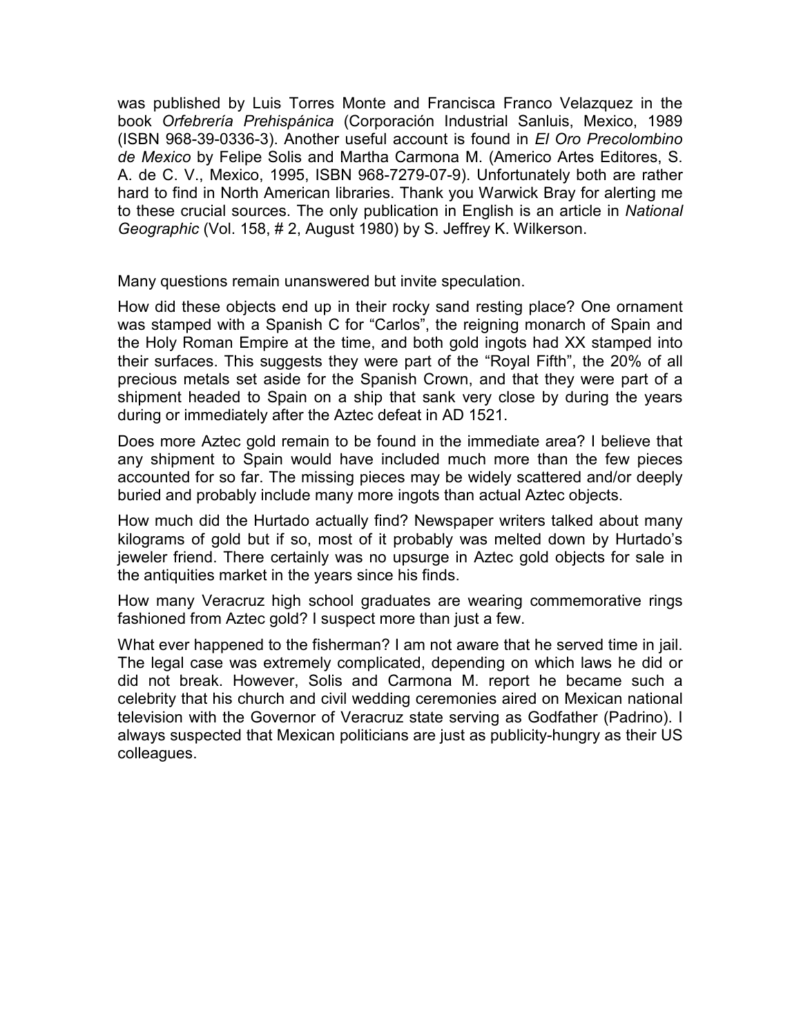was published by Luis Torres Monte and Francisca Franco Velazquez in the book *Orfebrería Prehispánica* (Corporación Industrial Sanluis, Mexico, 1989 (ISBN 968-39-0336-3). Another useful account is found in *El Oro Precolombino de Mexico* by Felipe Solis and Martha Carmona M. (Americo Artes Editores, S. A. de C. V., Mexico, 1995, ISBN 968-7279-07-9). Unfortunately both are rather hard to find in North American libraries. Thank you Warwick Bray for alerting me to these crucial sources. The only publication in English is an article in *National Geographic* (Vol. 158, # 2, August 1980) by S. Jeffrey K. Wilkerson.

Many questions remain unanswered but invite speculation.

How did these objects end up in their rocky sand resting place? One ornament was stamped with a Spanish C for "Carlos", the reigning monarch of Spain and the Holy Roman Empire at the time, and both gold ingots had XX stamped into their surfaces. This suggests they were part of the "Royal Fifth", the 20% of all precious metals set aside for the Spanish Crown, and that they were part of a shipment headed to Spain on a ship that sank very close by during the years during or immediately after the Aztec defeat in AD 1521.

Does more Aztec gold remain to be found in the immediate area? I believe that any shipment to Spain would have included much more than the few pieces accounted for so far. The missing pieces may be widely scattered and/or deeply buried and probably include many more ingots than actual Aztec objects.

How much did the Hurtado actually find? Newspaper writers talked about many kilograms of gold but if so, most of it probably was melted down by Hurtado's jeweler friend. There certainly was no upsurge in Aztec gold objects for sale in the antiquities market in the years since his finds.

How many Veracruz high school graduates are wearing commemorative rings fashioned from Aztec gold? I suspect more than just a few.

What ever happened to the fisherman? I am not aware that he served time in jail. The legal case was extremely complicated, depending on which laws he did or did not break. However, Solis and Carmona M. report he became such a celebrity that his church and civil wedding ceremonies aired on Mexican national television with the Governor of Veracruz state serving as Godfather (Padrino). I always suspected that Mexican politicians are just as publicity-hungry as their US colleagues.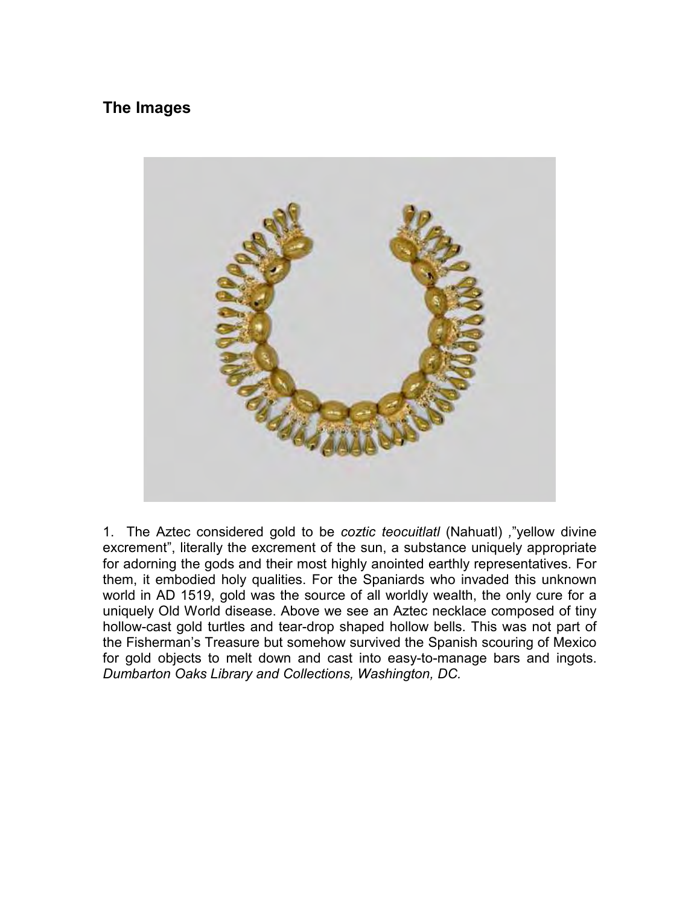## The Images

1. The Aztec considered gold to be *coztic teocuitlatl* (Nahuatl) ,"yellow divine excrement", literally the excrement of the sun, a substance uniquely appropriate for adorning the gods and their most highly anointed earthly representatives. For them, it embodied holy qualities. For the Spaniards who invaded this unknown world in AD 1519, gold was the source of all worldly wealth, the only cure for a uniquely Old World disease. Above we see an Aztec necklace composed of tiny hollow-cast gold turtles and tear-drop shaped hollow bells. This was not part of the Fisherman's Treasure but somehow survived the Spanish scouring of Mexico for gold objects to melt down and cast into easy-to-manage bars and ingots. *Dumbarton Oaks Library and Collections, Washington, DC.*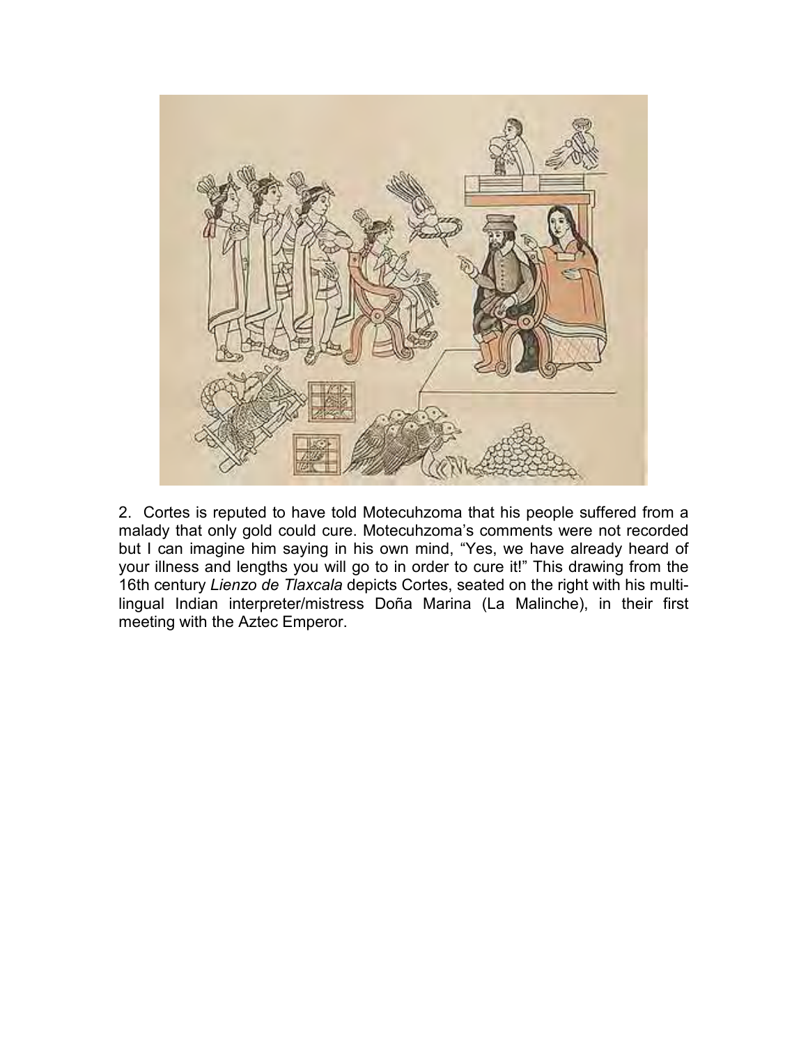2. Cortes is reputed to have told Motecuhzoma that his people suffered from a malady that only gold could cure. Motecuhzoma's comments were not recorded but I can imagine him saying in his own mind, "Yes, we have already heard of your illness and lengths you will go to in order to cure it!" This drawing from the 16th century *Lienzo de Tlaxcala* depicts Cortes, seated on the right with his multi-lingual Indian interpreter/mistress Doña Marina (La Malinche), in their first meeting with the Aztec Emperor.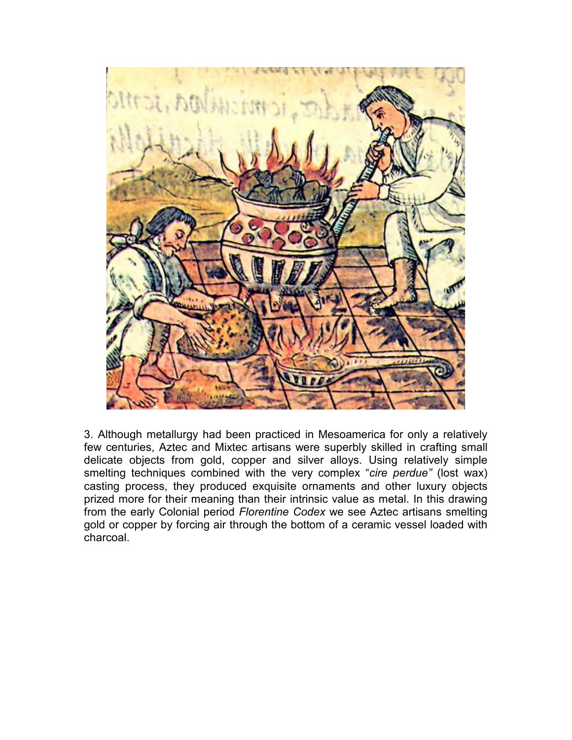3. Although metallurgy had been practiced in Mesoamerica for only a relatively few centuries, Aztec and Mixtec artisans were superbly skilled in crafting small delicate objects from gold, copper and silver alloys. Using relatively simple smelting techniques combined with the very complex "*cire perdue"* (lost wax) casting process, they produced exquisite ornaments and other luxury objects prized more for their meaning than their intrinsic value as metal. In this drawing from the early Colonial period *Florentine Codex* we see Aztec artisans smelting gold or copper by forcing air through the bottom of a ceramic vessel loaded with charcoal.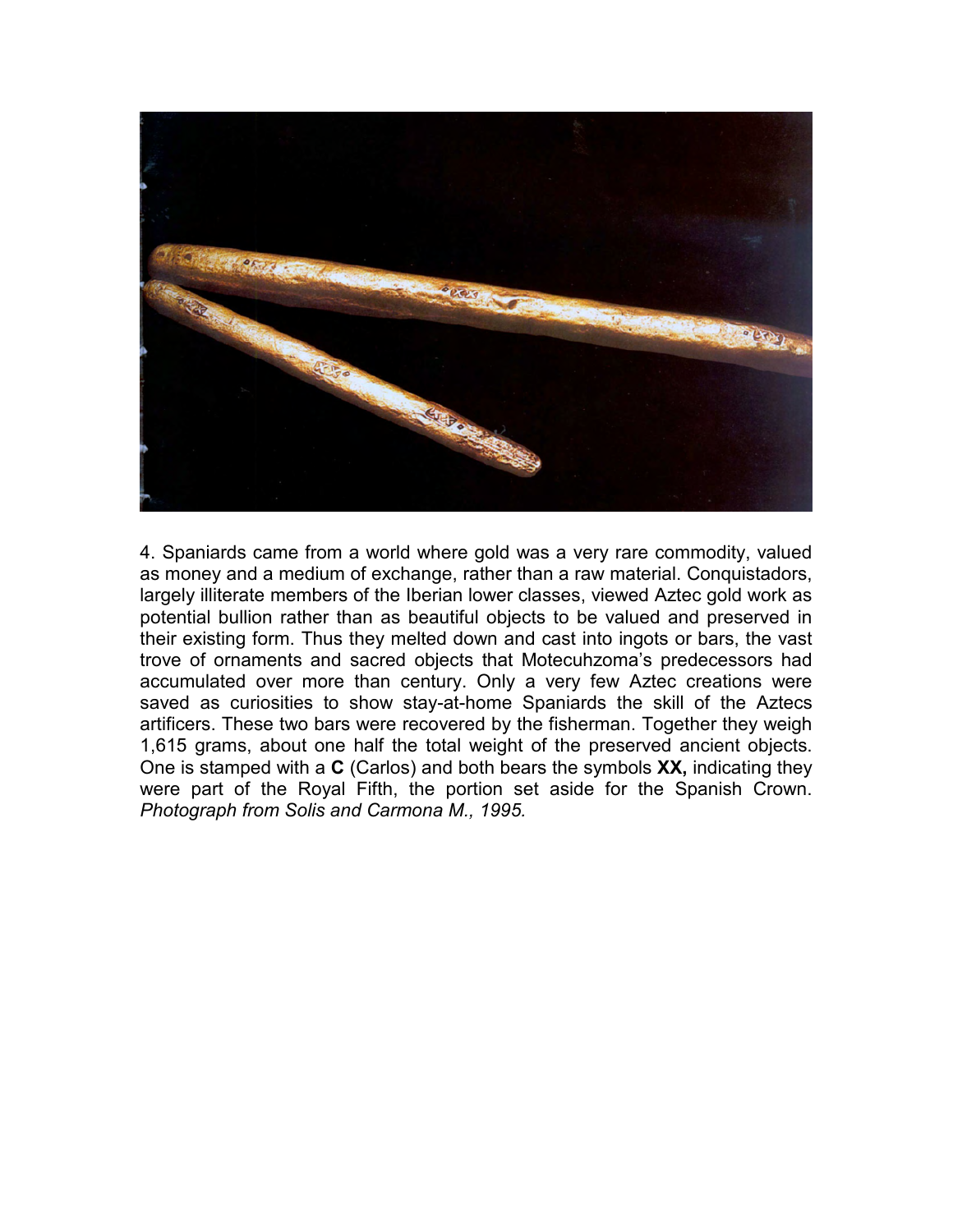4. Spaniards came from a world where gold was a very rare commodity, valued as money and a medium of exchange, rather than a raw material. Conquistadors, largely illiterate members of the Iberian lower classes, viewed Aztec gold work as potential bullion rather than as beautiful objects to be valued and preserved in their existing form. Thus they melted down and cast into ingots or bars, the vast trove of ornaments and sacred objects that Motecuhzoma's predecessors had accumulated over more than century. Only a very few Aztec creations were saved as curiosities to show stay-at-home Spaniards the skill of the Aztecs artificers. These two bars were recovered by the fisherman. Together they weigh 1,615 grams, about one half the total weight of the preserved ancient objects. One is stamped with a **C** (Carlos) and both bears the symbols **XX,** indicating they were part of the Royal Fifth, the portion set aside for the Spanish Crown. *Photograph from Solis and Carmona M., 1995.*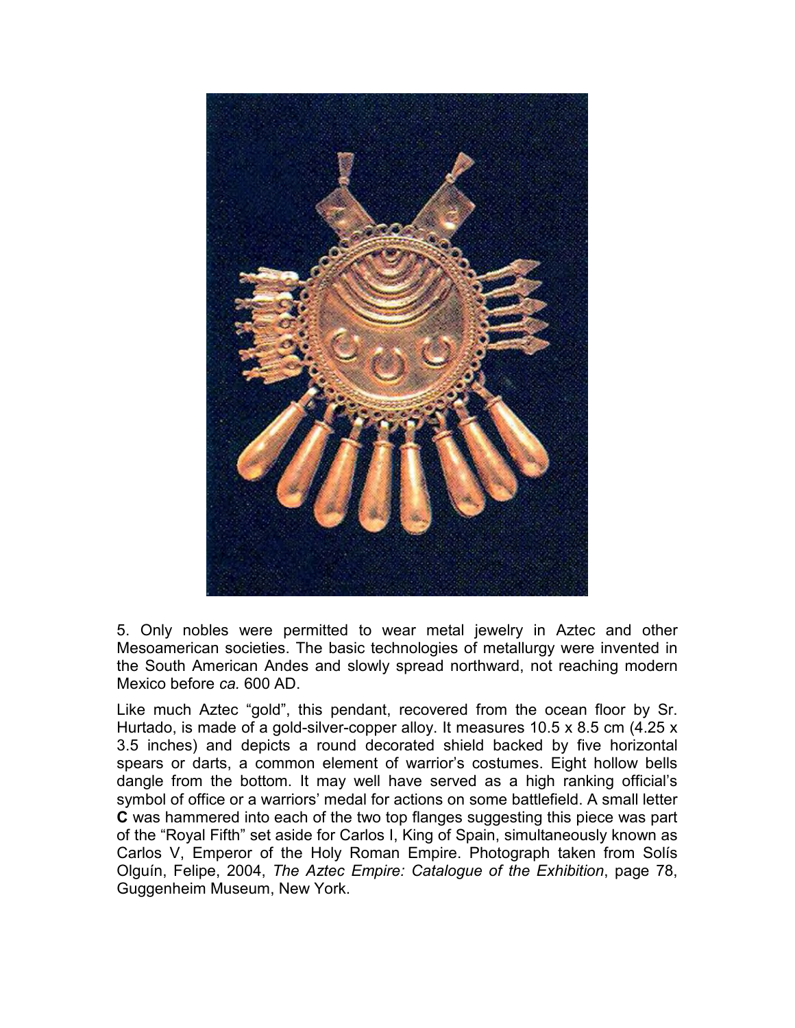5. Only nobles were permitted to wear metal jewelry in Aztec and other Mesoamerican societies. The basic technologies of metallurgy were invented in the South American Andes and slowly spread northward, not reaching modern Mexico before *ca.* 600 AD.

Like much Aztec “gold”, this pendant, recovered from the ocean floor by Sr. Hurtado, is made of a gold-silver-copper alloy. It measures 10.5 x 8.5 cm (4.25 x 3.5 inches) and depicts a round decorated shield backed by five horizontal spears or darts, a common element of warrior’s costumes. Eight hollow bells dangle from the bottom. It may well have served as a high ranking official’s symbol of office or a warriors’ medal for actions on some battlefield. A small letter **C** was hammered into each of the two top flanges suggesting this piece was part of the “Royal Fifth” set aside for Carlos I, King of Spain, simultaneously known as Carlos V, Emperor of the Holy Roman Empire. Photograph taken from Solís Olguín, Felipe, 2004, *The Aztec Empire: Catalogue of the Exhibition*, page 78, Guggenheim Museum, New York.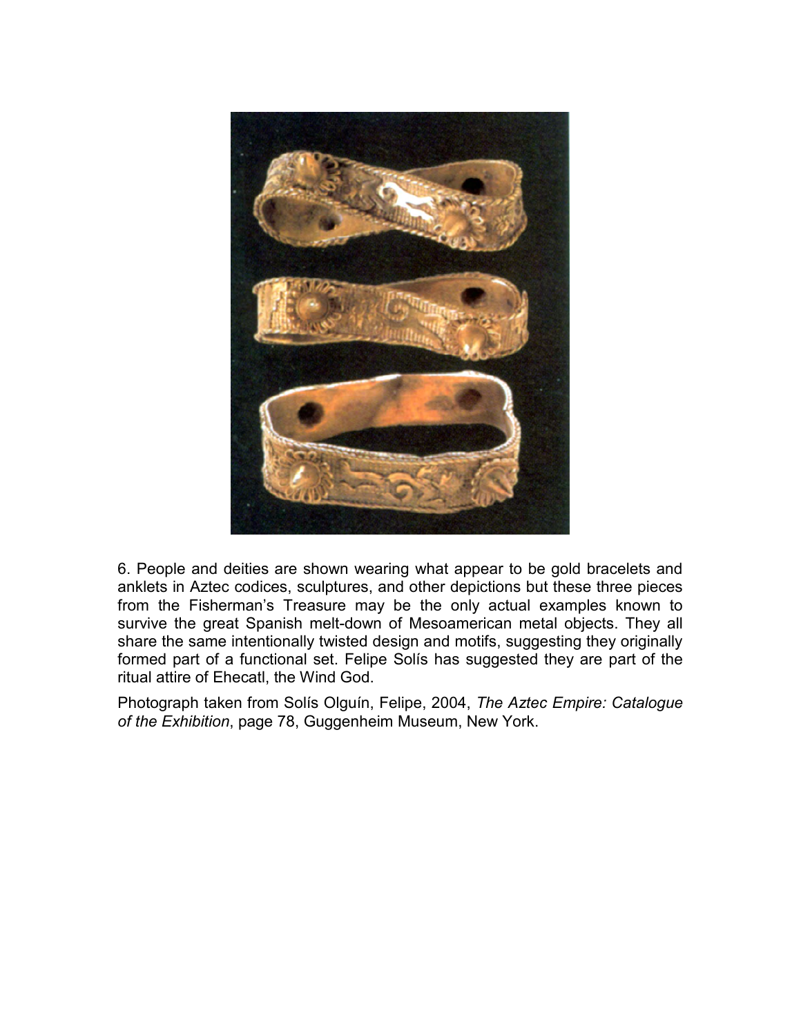6. People and deities are shown wearing what appear to be gold bracelets and anklets in Aztec codices, sculptures, and other depictions but these three pieces from the Fisherman's Treasure may be the only actual examples known to survive the great Spanish melt-down of Mesoamerican metal objects. They all share the same intentionally twisted design and motifs, suggesting they originally formed part of a functional set. Felipe Solís has suggested they are part of the ritual attire of Ehecatl, the Wind God.

Photograph taken from Solís Olguín, Felipe, 2004, *The Aztec Empire: Catalogue of the Exhibition*, page 78, Guggenheim Museum, New York.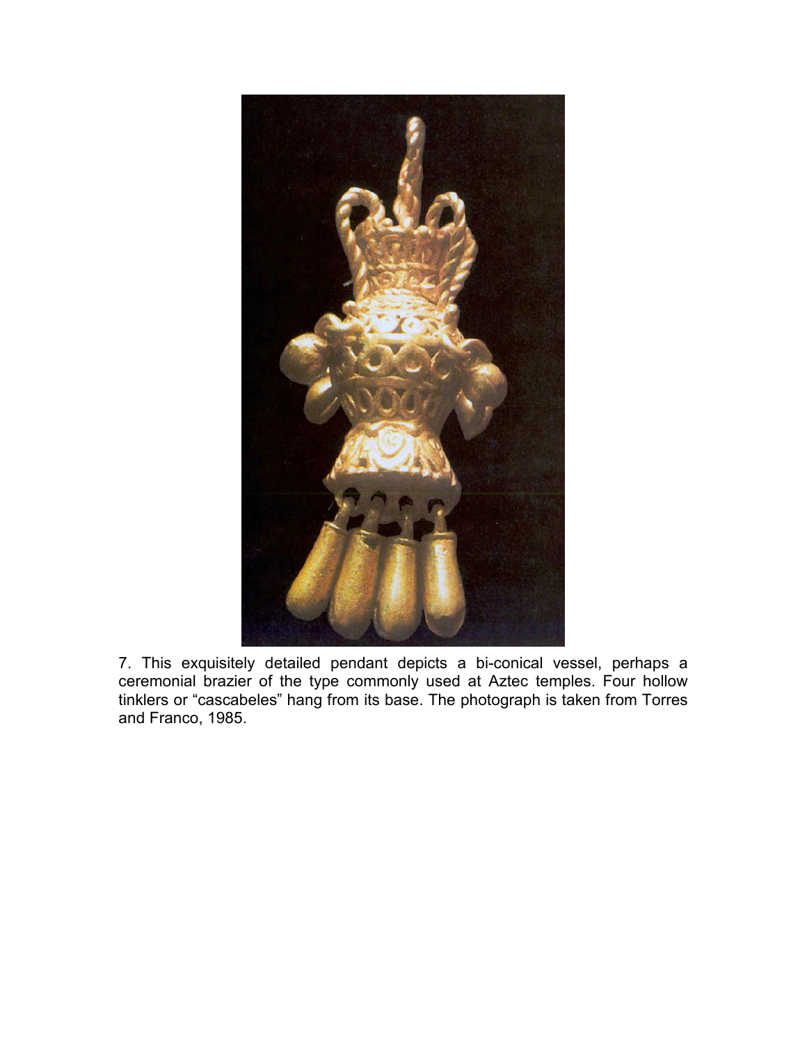7. This exquisitely detailed pendant depicts a bi-conical vessel, perhaps a ceremonial brazier of the type commonly used at Aztec temples. Four hollow tinklers or “cascabeles” hang from its base. The photograph is taken from Torres and Franco, 1985.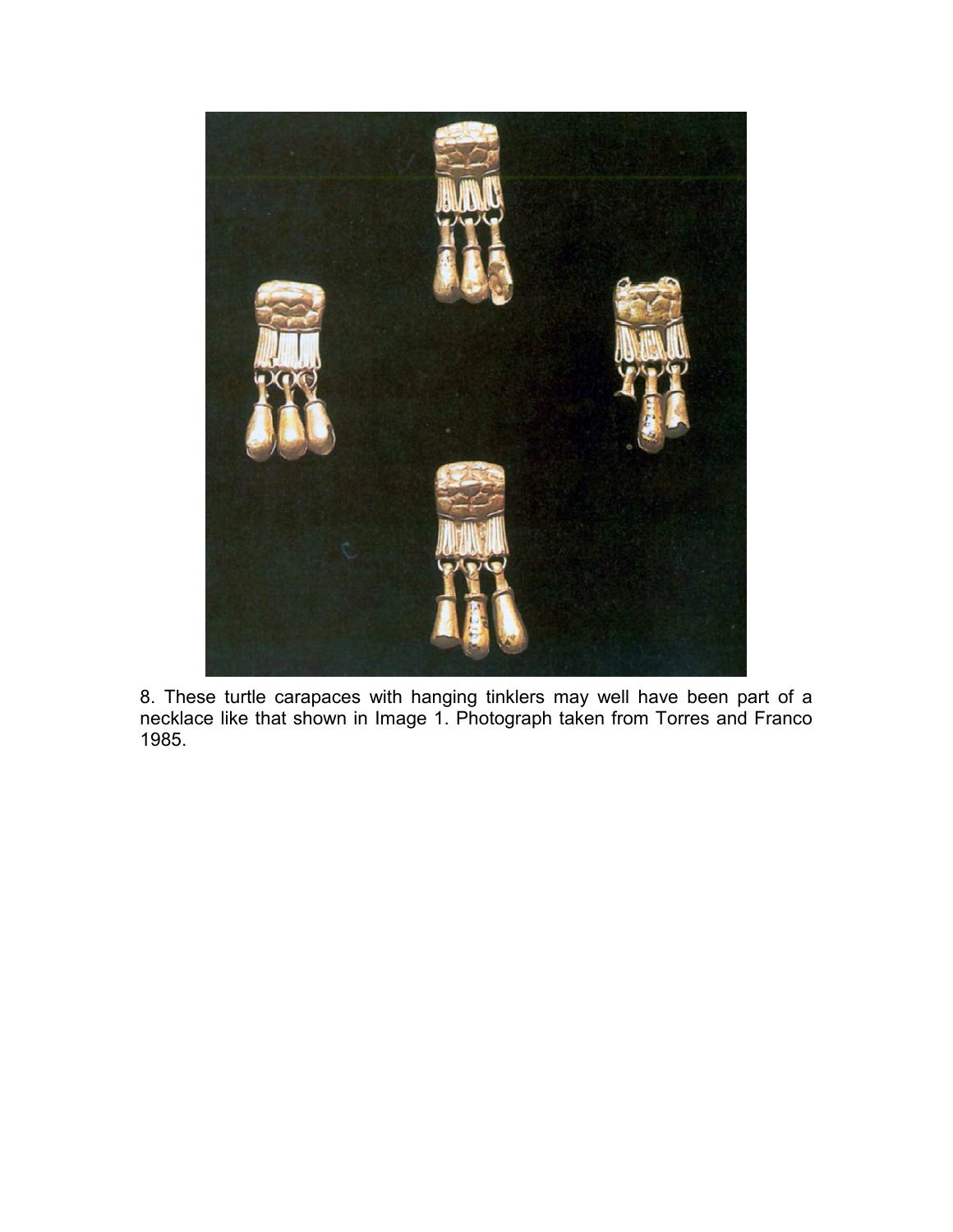8. These turtle carapaces with hanging tinklers may well have been part of a necklace like that shown in Image 1. Photograph taken from Torres and Franco 1985.